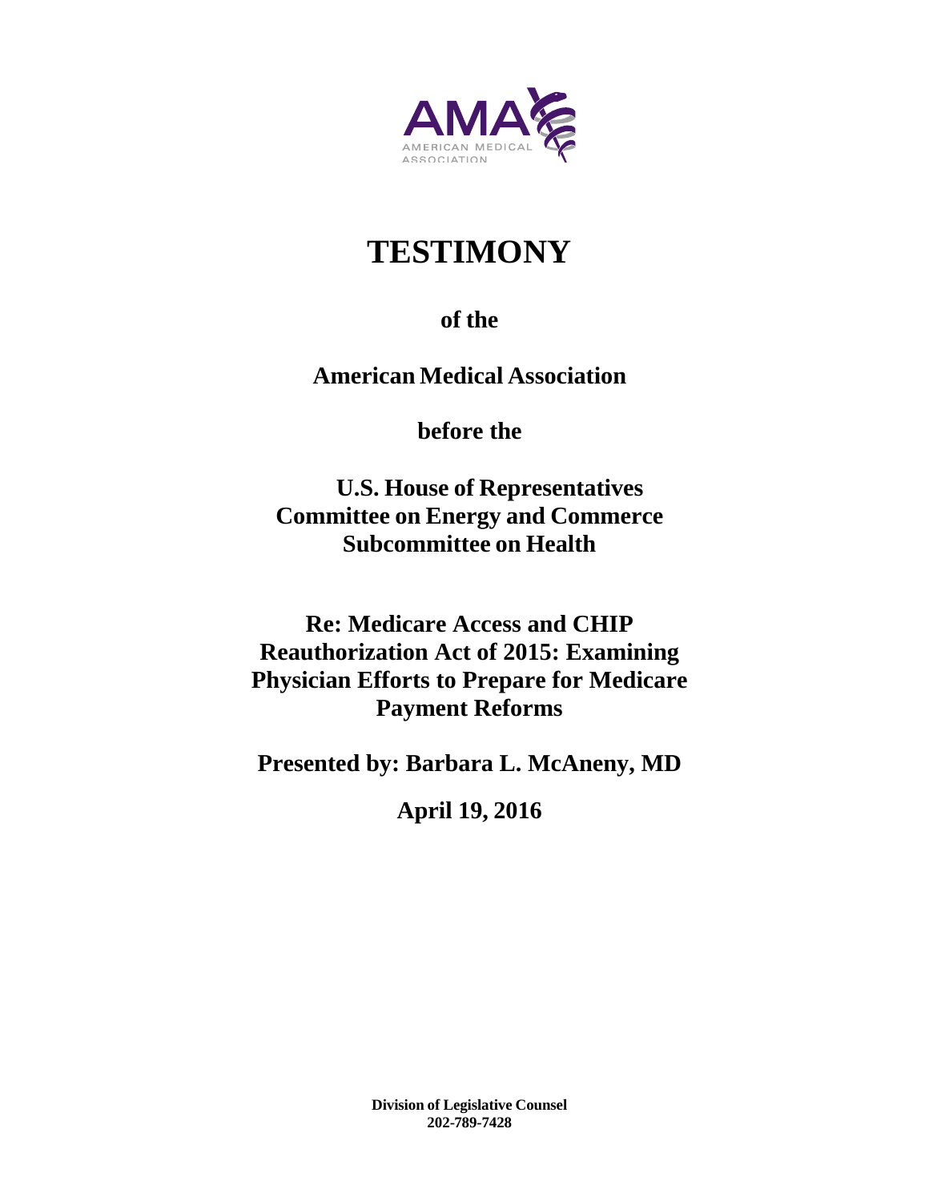AMA
AMERICAN MEDICAL ASSOCIATION

# TESTIMONY

**of the**

**American Medical Association**

**before the**

**U.S. House of Representatives**
**Committee on Energy and Commerce**
**Subcommittee on Health**

**Re: Medicare Access and CHIP Reauthorization Act of 2015: Examining Physician Efforts to Prepare for Medicare Payment Reforms**

**Presented by: Barbara L. McAneny, MD**

**April 19, 2016**

**Division of Legislative Counsel**
**202-789-7428**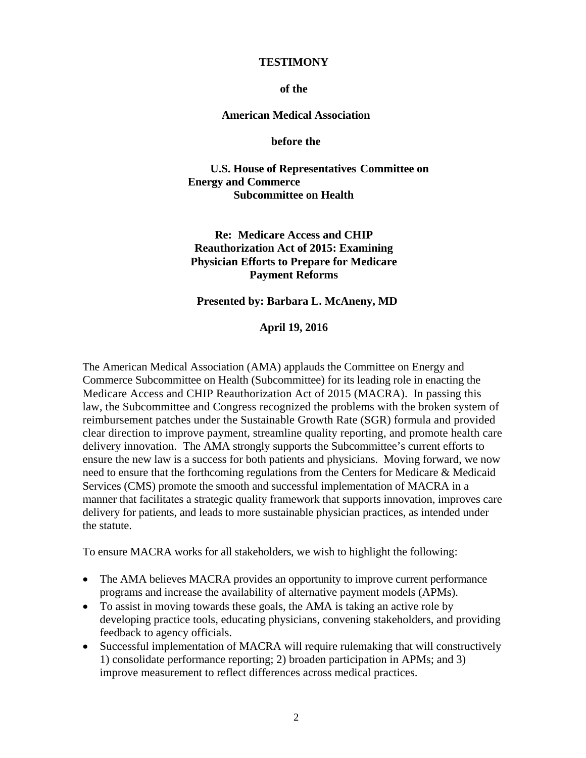**TESTIMONY**

**of the**

**American Medical Association**

**before the**

**U.S. House of Representatives Committee on Energy and Commerce Subcommittee on Health**

**Re: Medicare Access and CHIP Reauthorization Act of 2015: Examining Physician Efforts to Prepare for Medicare Payment Reforms**

**Presented by: Barbara L. McAneny, MD**

**April 19, 2016**

The American Medical Association (AMA) applauds the Committee on Energy and Commerce Subcommittee on Health (Subcommittee) for its leading role in enacting the Medicare Access and CHIP Reauthorization Act of 2015 (MACRA). In passing this law, the Subcommittee and Congress recognized the problems with the broken system of reimbursement patches under the Sustainable Growth Rate (SGR) formula and provided clear direction to improve payment, streamline quality reporting, and promote health care delivery innovation. The AMA strongly supports the Subcommittee's current efforts to ensure the new law is a success for both patients and physicians. Moving forward, we now need to ensure that the forthcoming regulations from the Centers for Medicare & Medicaid Services (CMS) promote the smooth and successful implementation of MACRA in a manner that facilitates a strategic quality framework that supports innovation, improves care delivery for patients, and leads to more sustainable physician practices, as intended under the statute.

To ensure MACRA works for all stakeholders, we wish to highlight the following:

- The AMA believes MACRA provides an opportunity to improve current performance programs and increase the availability of alternative payment models (APMs).
- To assist in moving towards these goals, the AMA is taking an active role by developing practice tools, educating physicians, convening stakeholders, and providing feedback to agency officials.
- Successful implementation of MACRA will require rulemaking that will constructively 1) consolidate performance reporting; 2) broaden participation in APMs; and 3) improve measurement to reflect differences across medical practices.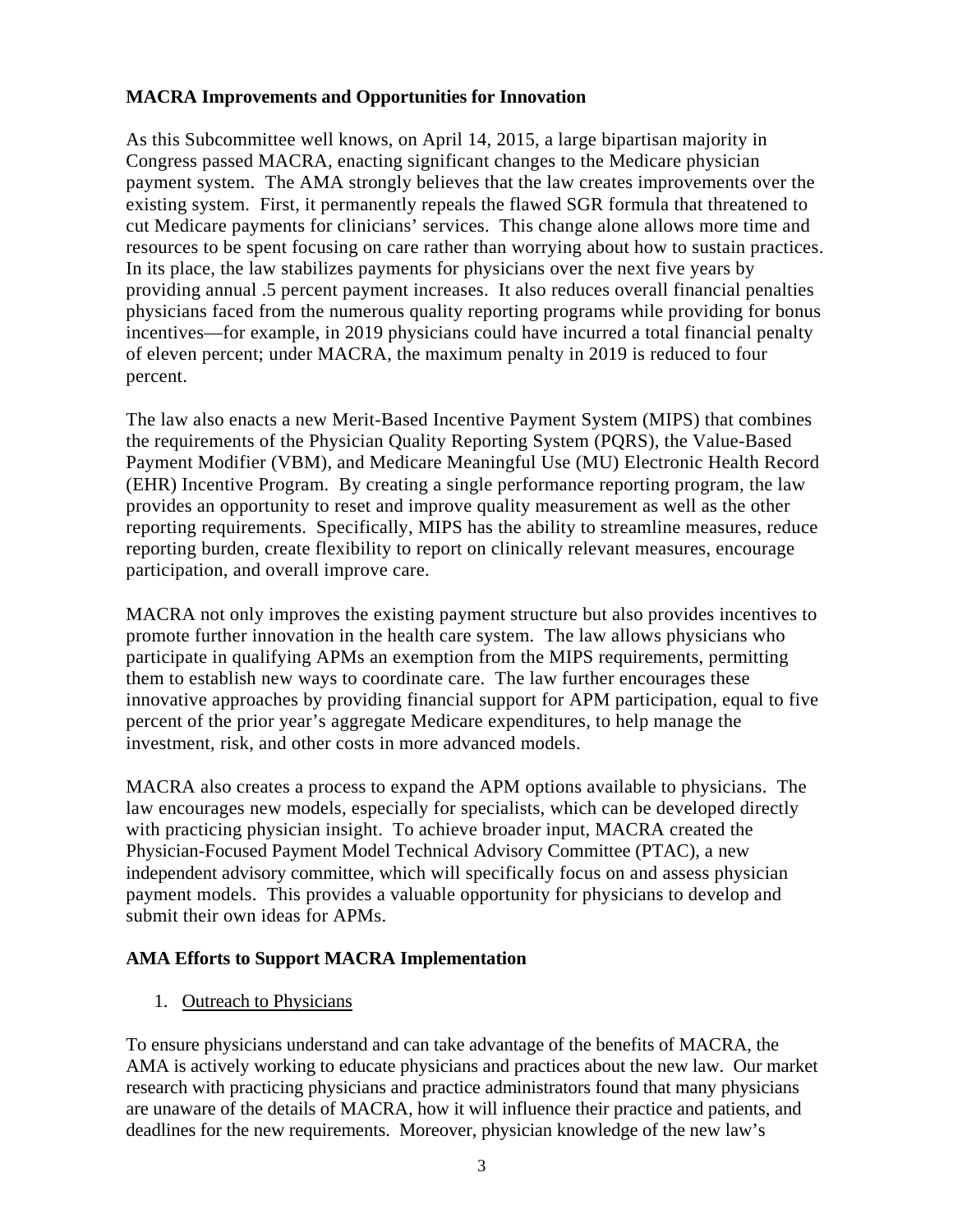**MACRA Improvements and Opportunities for Innovation**

As this Subcommittee well knows, on April 14, 2015, a large bipartisan majority in Congress passed MACRA, enacting significant changes to the Medicare physician payment system. The AMA strongly believes that the law creates improvements over the existing system. First, it permanently repeals the flawed SGR formula that threatened to cut Medicare payments for clinicians' services. This change alone allows more time and resources to be spent focusing on care rather than worrying about how to sustain practices. In its place, the law stabilizes payments for physicians over the next five years by providing annual .5 percent payment increases. It also reduces overall financial penalties physicians faced from the numerous quality reporting programs while providing for bonus incentives—for example, in 2019 physicians could have incurred a total financial penalty of eleven percent; under MACRA, the maximum penalty in 2019 is reduced to four percent.

The law also enacts a new Merit-Based Incentive Payment System (MIPS) that combines the requirements of the Physician Quality Reporting System (PQRS), the Value-Based Payment Modifier (VBM), and Medicare Meaningful Use (MU) Electronic Health Record (EHR) Incentive Program. By creating a single performance reporting program, the law provides an opportunity to reset and improve quality measurement as well as the other reporting requirements. Specifically, MIPS has the ability to streamline measures, reduce reporting burden, create flexibility to report on clinically relevant measures, encourage participation, and overall improve care.

MACRA not only improves the existing payment structure but also provides incentives to promote further innovation in the health care system. The law allows physicians who participate in qualifying APMs an exemption from the MIPS requirements, permitting them to establish new ways to coordinate care. The law further encourages these innovative approaches by providing financial support for APM participation, equal to five percent of the prior year's aggregate Medicare expenditures, to help manage the investment, risk, and other costs in more advanced models.

MACRA also creates a process to expand the APM options available to physicians. The law encourages new models, especially for specialists, which can be developed directly with practicing physician insight. To achieve broader input, MACRA created the Physician-Focused Payment Model Technical Advisory Committee (PTAC), a new independent advisory committee, which will specifically focus on and assess physician payment models. This provides a valuable opportunity for physicians to develop and submit their own ideas for APMs.

**AMA Efforts to Support MACRA Implementation**

1. Outreach to Physicians

To ensure physicians understand and can take advantage of the benefits of MACRA, the AMA is actively working to educate physicians and practices about the new law. Our market research with practicing physicians and practice administrators found that many physicians are unaware of the details of MACRA, how it will influence their practice and patients, and deadlines for the new requirements. Moreover, physician knowledge of the new law's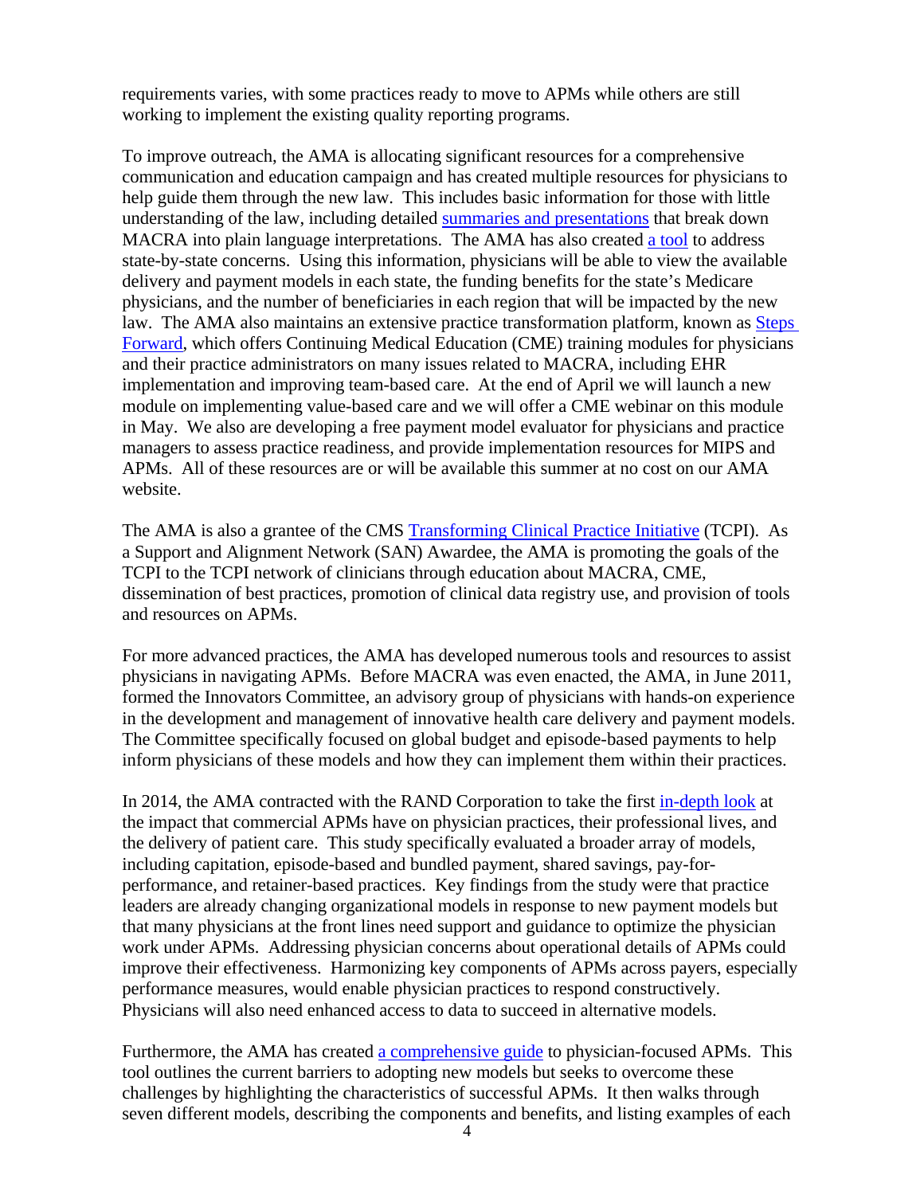requirements varies, with some practices ready to move to APMs while others are still working to implement the existing quality reporting programs.

To improve outreach, the AMA is allocating significant resources for a comprehensive communication and education campaign and has created multiple resources for physicians to help guide them through the new law. This includes basic information for those with little understanding of the law, including detailed summaries and presentations that break down MACRA into plain language interpretations. The AMA has also created a tool to address state-by-state concerns. Using this information, physicians will be able to view the available delivery and payment models in each state, the funding benefits for the state's Medicare physicians, and the number of beneficiaries in each region that will be impacted by the new law. The AMA also maintains an extensive practice transformation platform, known as Steps Forward, which offers Continuing Medical Education (CME) training modules for physicians and their practice administrators on many issues related to MACRA, including EHR implementation and improving team-based care. At the end of April we will launch a new module on implementing value-based care and we will offer a CME webinar on this module in May. We also are developing a free payment model evaluator for physicians and practice managers to assess practice readiness, and provide implementation resources for MIPS and APMs. All of these resources are or will be available this summer at no cost on our AMA website.

The AMA is also a grantee of the CMS Transforming Clinical Practice Initiative (TCPI). As a Support and Alignment Network (SAN) Awardee, the AMA is promoting the goals of the TCPI to the TCPI network of clinicians through education about MACRA, CME, dissemination of best practices, promotion of clinical data registry use, and provision of tools and resources on APMs.

For more advanced practices, the AMA has developed numerous tools and resources to assist physicians in navigating APMs. Before MACRA was even enacted, the AMA, in June 2011, formed the Innovators Committee, an advisory group of physicians with hands-on experience in the development and management of innovative health care delivery and payment models. The Committee specifically focused on global budget and episode-based payments to help inform physicians of these models and how they can implement them within their practices.

In 2014, the AMA contracted with the RAND Corporation to take the first in-depth look at the impact that commercial APMs have on physician practices, their professional lives, and the delivery of patient care. This study specifically evaluated a broader array of models, including capitation, episode-based and bundled payment, shared savings, pay-for-performance, and retainer-based practices. Key findings from the study were that practice leaders are already changing organizational models in response to new payment models but that many physicians at the front lines need support and guidance to optimize the physician work under APMs. Addressing physician concerns about operational details of APMs could improve their effectiveness. Harmonizing key components of APMs across payers, especially performance measures, would enable physician practices to respond constructively. Physicians will also need enhanced access to data to succeed in alternative models.

Furthermore, the AMA has created a comprehensive guide to physician-focused APMs. This tool outlines the current barriers to adopting new models but seeks to overcome these challenges by highlighting the characteristics of successful APMs. It then walks through seven different models, describing the components and benefits, and listing examples of each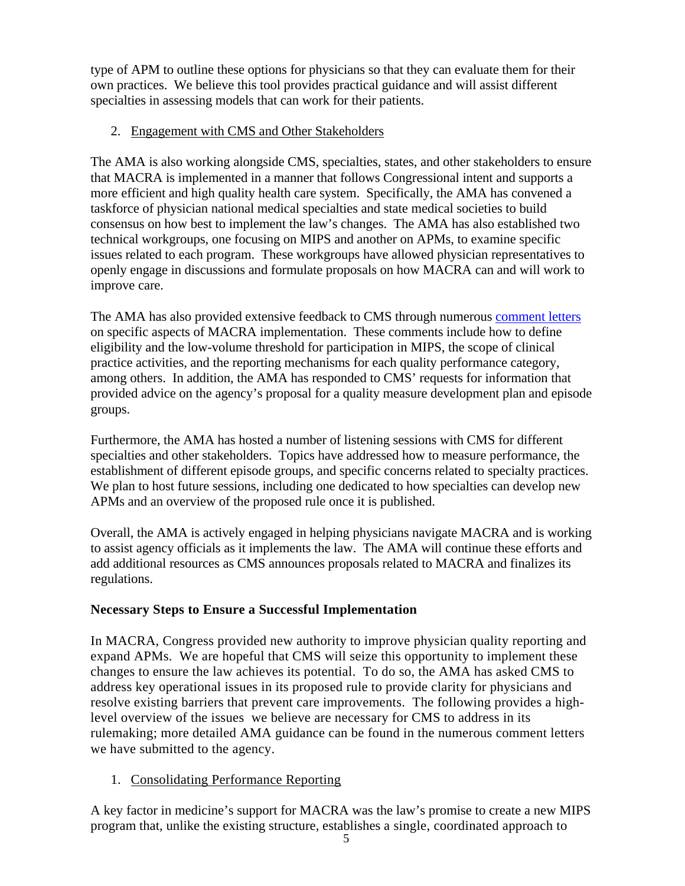type of APM to outline these options for physicians so that they can evaluate them for their own practices. We believe this tool provides practical guidance and will assist different specialties in assessing models that can work for their patients.

2. Engagement with CMS and Other Stakeholders

The AMA is also working alongside CMS, specialties, states, and other stakeholders to ensure that MACRA is implemented in a manner that follows Congressional intent and supports a more efficient and high quality health care system. Specifically, the AMA has convened a taskforce of physician national medical specialties and state medical societies to build consensus on how best to implement the law's changes. The AMA has also established two technical workgroups, one focusing on MIPS and another on APMs, to examine specific issues related to each program. These workgroups have allowed physician representatives to openly engage in discussions and formulate proposals on how MACRA can and will work to improve care.

The AMA has also provided extensive feedback to CMS through numerous comment letters on specific aspects of MACRA implementation. These comments include how to define eligibility and the low-volume threshold for participation in MIPS, the scope of clinical practice activities, and the reporting mechanisms for each quality performance category, among others. In addition, the AMA has responded to CMS' requests for information that provided advice on the agency's proposal for a quality measure development plan and episode groups.

Furthermore, the AMA has hosted a number of listening sessions with CMS for different specialties and other stakeholders. Topics have addressed how to measure performance, the establishment of different episode groups, and specific concerns related to specialty practices. We plan to host future sessions, including one dedicated to how specialties can develop new APMs and an overview of the proposed rule once it is published.

Overall, the AMA is actively engaged in helping physicians navigate MACRA and is working to assist agency officials as it implements the law. The AMA will continue these efforts and add additional resources as CMS announces proposals related to MACRA and finalizes its regulations.

**Necessary Steps to Ensure a Successful Implementation**

In MACRA, Congress provided new authority to improve physician quality reporting and expand APMs. We are hopeful that CMS will seize this opportunity to implement these changes to ensure the law achieves its potential. To do so, the AMA has asked CMS to address key operational issues in its proposed rule to provide clarity for physicians and resolve existing barriers that prevent care improvements. The following provides a high-level overview of the issues we believe are necessary for CMS to address in its rulemaking; more detailed AMA guidance can be found in the numerous comment letters we have submitted to the agency.

1. Consolidating Performance Reporting

A key factor in medicine's support for MACRA was the law's promise to create a new MIPS program that, unlike the existing structure, establishes a single, coordinated approach to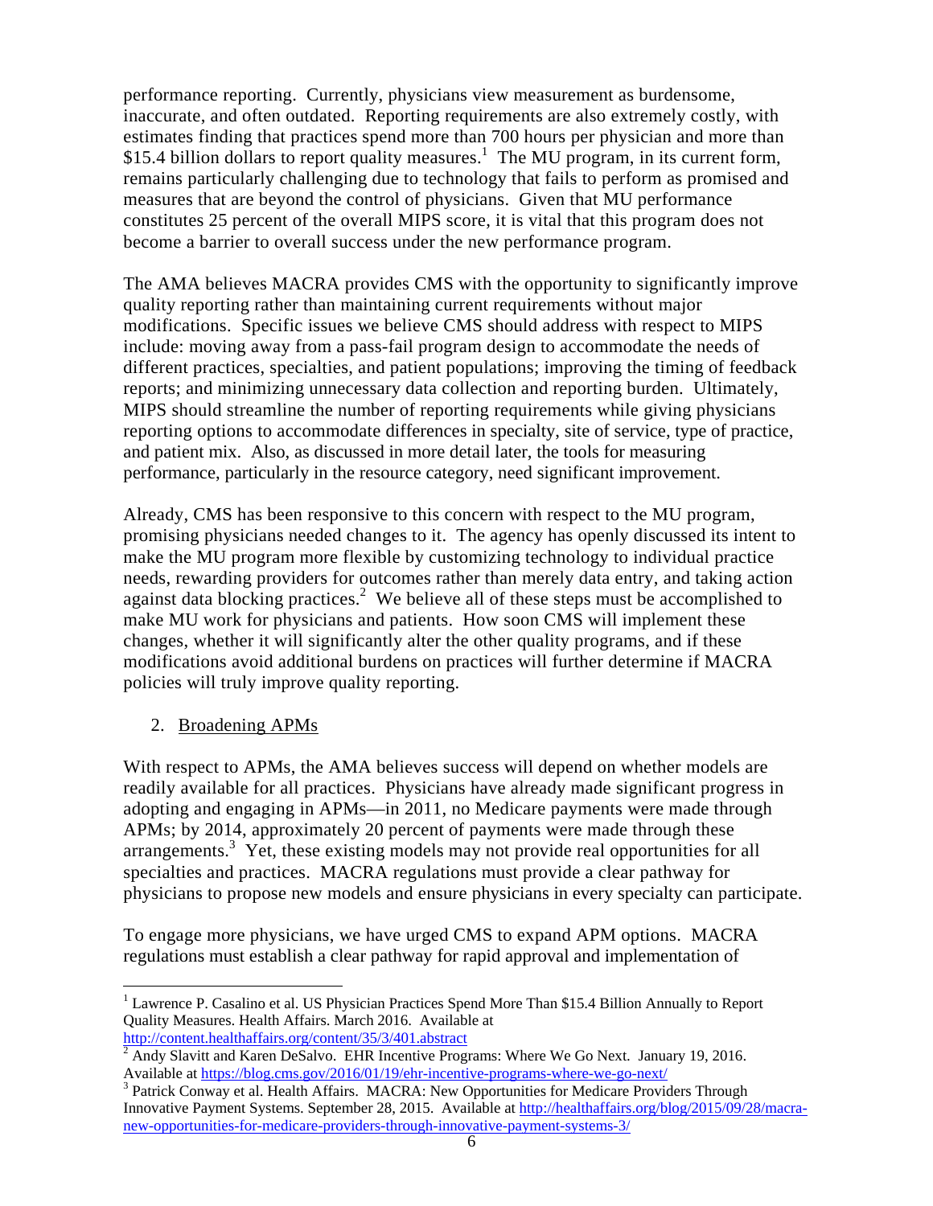performance reporting. Currently, physicians view measurement as burdensome, inaccurate, and often outdated. Reporting requirements are also extremely costly, with estimates finding that practices spend more than 700 hours per physician and more than $15.4 billion dollars to report quality measures.[1] The MU program, in its current form, remains particularly challenging due to technology that fails to perform as promised and measures that are beyond the control of physicians. Given that MU performance constitutes 25 percent of the overall MIPS score, it is vital that this program does not become a barrier to overall success under the new performance program.

The AMA believes MACRA provides CMS with the opportunity to significantly improve quality reporting rather than maintaining current requirements without major modifications. Specific issues we believe CMS should address with respect to MIPS include: moving away from a pass-fail program design to accommodate the needs of different practices, specialties, and patient populations; improving the timing of feedback reports; and minimizing unnecessary data collection and reporting burden. Ultimately, MIPS should streamline the number of reporting requirements while giving physicians reporting options to accommodate differences in specialty, site of service, type of practice, and patient mix. Also, as discussed in more detail later, the tools for measuring performance, particularly in the resource category, need significant improvement.

Already, CMS has been responsive to this concern with respect to the MU program, promising physicians needed changes to it. The agency has openly discussed its intent to make the MU program more flexible by customizing technology to individual practice needs, rewarding providers for outcomes rather than merely data entry, and taking action against data blocking practices.[2] We believe all of these steps must be accomplished to make MU work for physicians and patients. How soon CMS will implement these changes, whether it will significantly alter the other quality programs, and if these modifications avoid additional burdens on practices will further determine if MACRA policies will truly improve quality reporting.

2. Broadening APMs

With respect to APMs, the AMA believes success will depend on whether models are readily available for all practices. Physicians have already made significant progress in adopting and engaging in APMs—in 2011, no Medicare payments were made through APMs; by 2014, approximately 20 percent of payments were made through these arrangements.[3] Yet, these existing models may not provide real opportunities for all specialties and practices. MACRA regulations must provide a clear pathway for physicians to propose new models and ensure physicians in every specialty can participate.

To engage more physicians, we have urged CMS to expand APM options. MACRA regulations must establish a clear pathway for rapid approval and implementation of

---

[1] Lawrence P. Casalino et al. US Physician Practices Spend More Than $15.4 Billion Annually to Report Quality Measures. Health Affairs. March 2016. Available at http://content.healthaffairs.org/content/35/3/401.abstract

[2] Andy Slavitt and Karen DeSalvo. EHR Incentive Programs: Where We Go Next. January 19, 2016. Available at https://blog.cms.gov/2016/01/19/ehr-incentive-programs-where-we-go-next/

[3] Patrick Conway et al. Health Affairs. MACRA: New Opportunities for Medicare Providers Through Innovative Payment Systems. September 28, 2015. Available at http://healthaffairs.org/blog/2015/09/28/macra-new-opportunities-for-medicare-providers-through-innovative-payment-systems-3/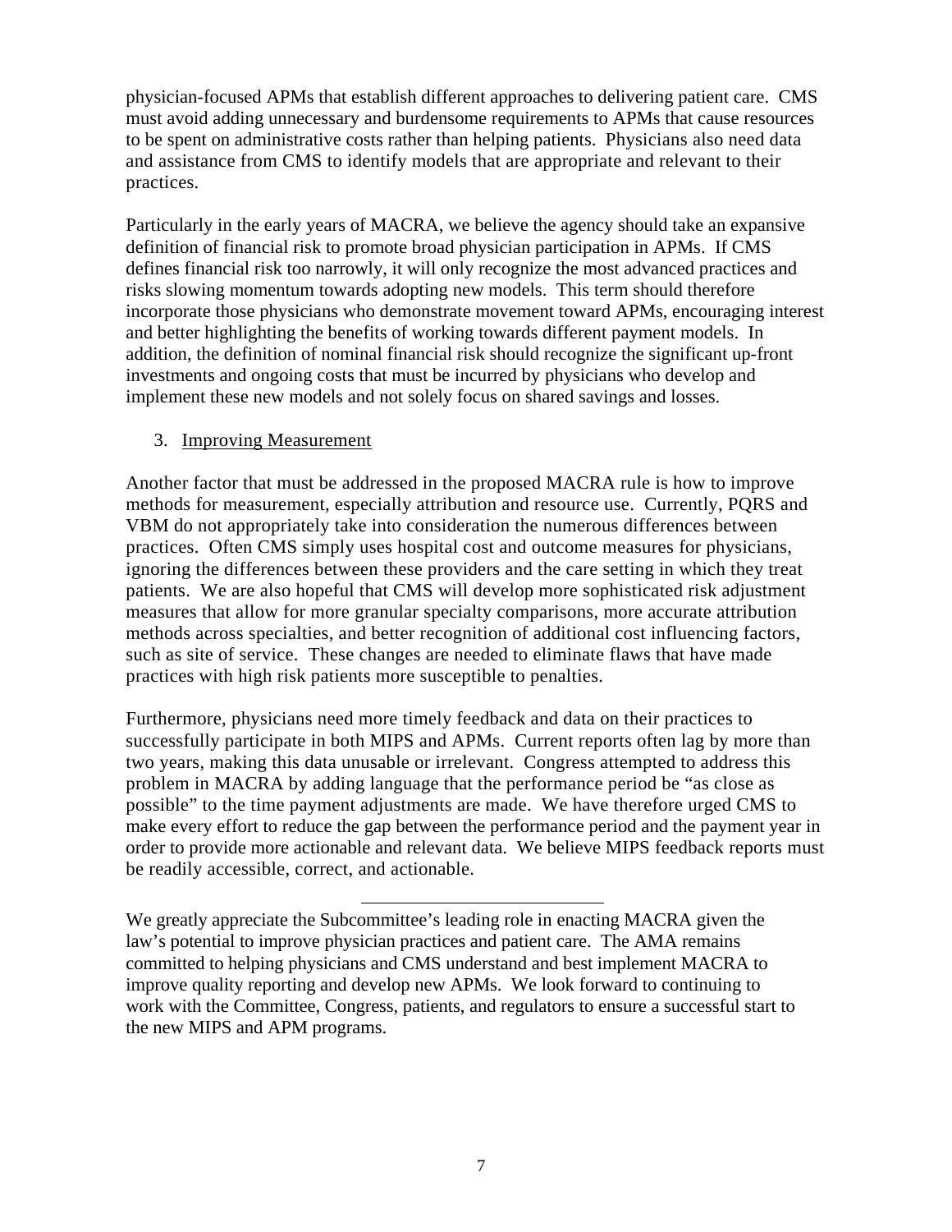physician-focused APMs that establish different approaches to delivering patient care. CMS must avoid adding unnecessary and burdensome requirements to APMs that cause resources to be spent on administrative costs rather than helping patients. Physicians also need data and assistance from CMS to identify models that are appropriate and relevant to their practices.

Particularly in the early years of MACRA, we believe the agency should take an expansive definition of financial risk to promote broad physician participation in APMs. If CMS defines financial risk too narrowly, it will only recognize the most advanced practices and risks slowing momentum towards adopting new models. This term should therefore incorporate those physicians who demonstrate movement toward APMs, encouraging interest and better highlighting the benefits of working towards different payment models. In addition, the definition of nominal financial risk should recognize the significant up-front investments and ongoing costs that must be incurred by physicians who develop and implement these new models and not solely focus on shared savings and losses.

3. Improving Measurement

Another factor that must be addressed in the proposed MACRA rule is how to improve methods for measurement, especially attribution and resource use. Currently, PQRS and VBM do not appropriately take into consideration the numerous differences between practices. Often CMS simply uses hospital cost and outcome measures for physicians, ignoring the differences between these providers and the care setting in which they treat patients. We are also hopeful that CMS will develop more sophisticated risk adjustment measures that allow for more granular specialty comparisons, more accurate attribution methods across specialties, and better recognition of additional cost influencing factors, such as site of service. These changes are needed to eliminate flaws that have made practices with high risk patients more susceptible to penalties.

Furthermore, physicians need more timely feedback and data on their practices to successfully participate in both MIPS and APMs. Current reports often lag by more than two years, making this data unusable or irrelevant. Congress attempted to address this problem in MACRA by adding language that the performance period be "as close as possible" to the time payment adjustments are made. We have therefore urged CMS to make every effort to reduce the gap between the performance period and the payment year in order to provide more actionable and relevant data. We believe MIPS feedback reports must be readily accessible, correct, and actionable.

---

We greatly appreciate the Subcommittee's leading role in enacting MACRA given the law's potential to improve physician practices and patient care. The AMA remains committed to helping physicians and CMS understand and best implement MACRA to improve quality reporting and develop new APMs. We look forward to continuing to work with the Committee, Congress, patients, and regulators to ensure a successful start to the new MIPS and APM programs.